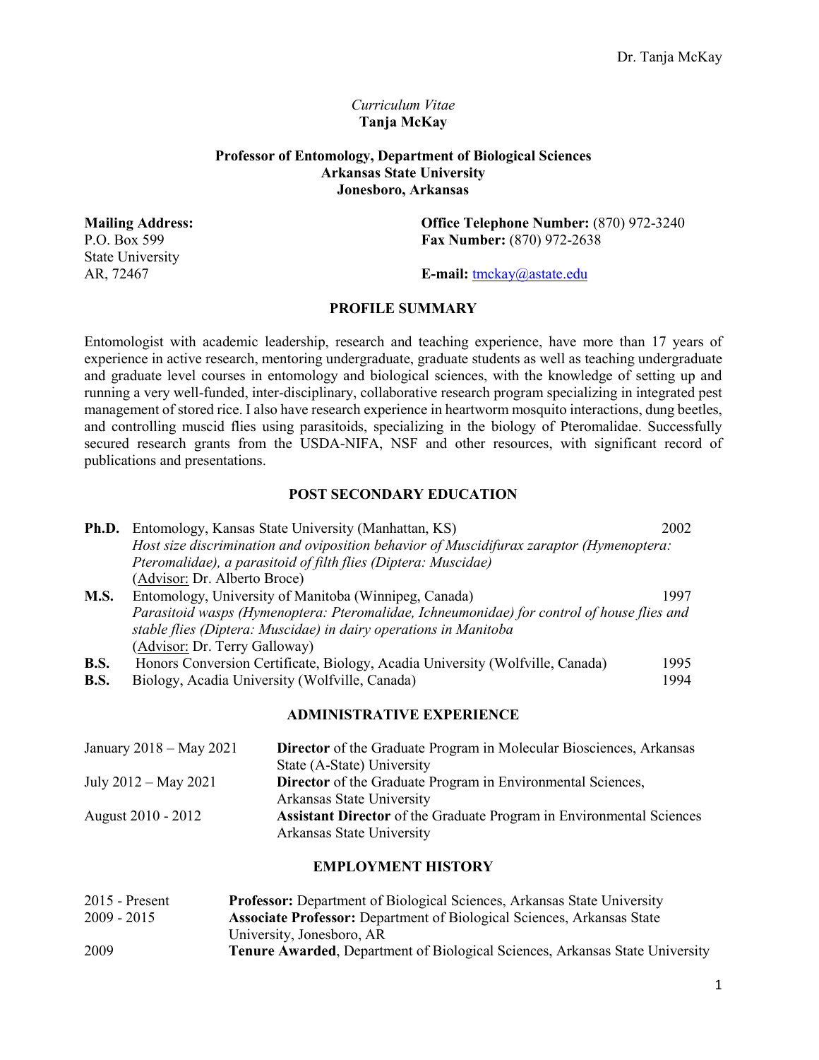*Curriculum Vitae*
**Tanja McKay**

**Professor of Entomology, Department of Biological Sciences**
**Arkansas State University**
**Jonesboro, Arkansas**

**Mailing Address:**
P.O. Box 599
State University
AR, 72467

**Office Telephone Number:** (870) 972-3240
**Fax Number:** (870) 972-2638

**E-mail:** tmckay@astate.edu

## PROFILE SUMMARY

Entomologist with academic leadership, research and teaching experience, have more than 17 years of experience in active research, mentoring undergraduate, graduate students as well as teaching undergraduate and graduate level courses in entomology and biological sciences, with the knowledge of setting up and running a very well-funded, inter-disciplinary, collaborative research program specializing in integrated pest management of stored rice. I also have research experience in heartworm mosquito interactions, dung beetles, and controlling muscid flies using parasitoids, specializing in the biology of Pteromalidae. Successfully secured research grants from the USDA-NIFA, NSF and other resources, with significant record of publications and presentations.

## POST SECONDARY EDUCATION

**Ph.D.** Entomology, Kansas State University (Manhattan, KS) — 2002
*Host size discrimination and oviposition behavior of Muscidifurax zaraptor (Hymenoptera: Pteromalidae), a parasitoid of filth flies (Diptera: Muscidae)*
(Advisor: Dr. Alberto Broce)

**M.S.** Entomology, University of Manitoba (Winnipeg, Canada) — 1997
*Parasitoid wasps (Hymenoptera: Pteromalidae, Ichneumonidae) for control of house flies and stable flies (Diptera: Muscidae) in dairy operations in Manitoba*
(Advisor: Dr. Terry Galloway)

**B.S.** Honors Conversion Certificate, Biology, Acadia University (Wolfville, Canada) — 1995

**B.S.** Biology, Acadia University (Wolfville, Canada) — 1994

## ADMINISTRATIVE EXPERIENCE

| | |
|---|---|
| January 2018 – May 2021 | **Director** of the Graduate Program in Molecular Biosciences, Arkansas State (A-State) University |
| July 2012 – May 2021 | **Director** of the Graduate Program in Environmental Sciences, Arkansas State University |
| August 2010 - 2012 | **Assistant Director** of the Graduate Program in Environmental Sciences Arkansas State University |

## EMPLOYMENT HISTORY

| | |
|---|---|
| 2015 - Present | **Professor:** Department of Biological Sciences, Arkansas State University |
| 2009 - 2015 | **Associate Professor:** Department of Biological Sciences, Arkansas State University, Jonesboro, AR |
| 2009 | **Tenure Awarded**, Department of Biological Sciences, Arkansas State University |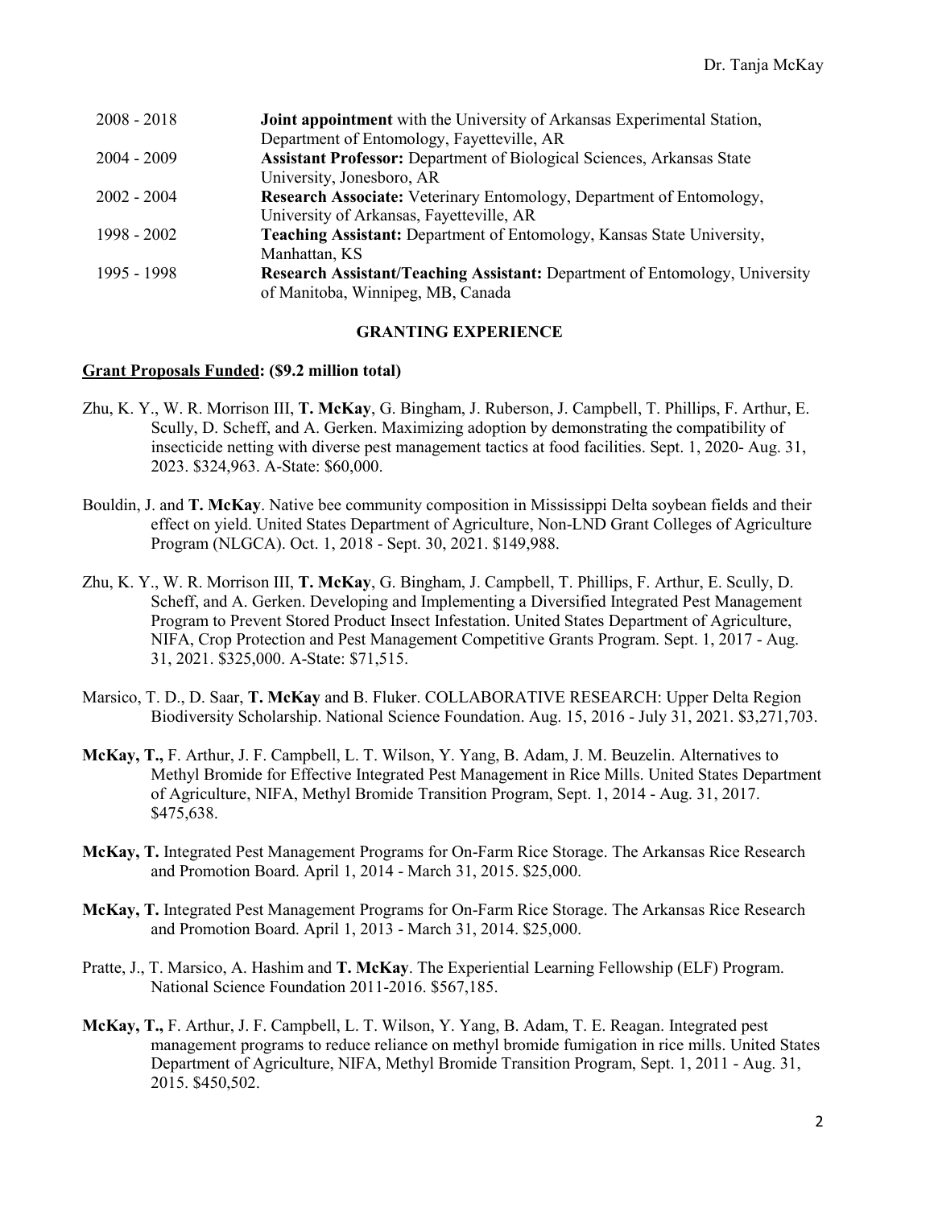| | |
|---|---|
| 2008 - 2018 | **Joint appointment** with the University of Arkansas Experimental Station, Department of Entomology, Fayetteville, AR |
| 2004 - 2009 | **Assistant Professor:** Department of Biological Sciences, Arkansas State University, Jonesboro, AR |
| 2002 - 2004 | **Research Associate:** Veterinary Entomology, Department of Entomology, University of Arkansas, Fayetteville, AR |
| 1998 - 2002 | **Teaching Assistant:** Department of Entomology, Kansas State University, Manhattan, KS |
| 1995 - 1998 | **Research Assistant/Teaching Assistant:** Department of Entomology, University of Manitoba, Winnipeg, MB, Canada |

## GRANTING EXPERIENCE

**Grant Proposals Funded: ($9.2 million total)**

Zhu, K. Y., W. R. Morrison III, **T. McKay**, G. Bingham, J. Ruberson, J. Campbell, T. Phillips, F. Arthur, E. Scully, D. Scheff, and A. Gerken. Maximizing adoption by demonstrating the compatibility of insecticide netting with diverse pest management tactics at food facilities. Sept. 1, 2020- Aug. 31, 2023. $324,963. A-State: $60,000.

Bouldin, J. and **T. McKay**. Native bee community composition in Mississippi Delta soybean fields and their effect on yield. United States Department of Agriculture, Non-LND Grant Colleges of Agriculture Program (NLGCA). Oct. 1, 2018 - Sept. 30, 2021. $149,988.

Zhu, K. Y., W. R. Morrison III, **T. McKay**, G. Bingham, J. Campbell, T. Phillips, F. Arthur, E. Scully, D. Scheff, and A. Gerken. Developing and Implementing a Diversified Integrated Pest Management Program to Prevent Stored Product Insect Infestation. United States Department of Agriculture, NIFA, Crop Protection and Pest Management Competitive Grants Program. Sept. 1, 2017 - Aug. 31, 2021. $325,000. A-State: $71,515.

Marsico, T. D., D. Saar, **T. McKay** and B. Fluker. COLLABORATIVE RESEARCH: Upper Delta Region Biodiversity Scholarship. National Science Foundation. Aug. 15, 2016 - July 31, 2021. $3,271,703.

**McKay, T.,** F. Arthur, J. F. Campbell, L. T. Wilson, Y. Yang, B. Adam, J. M. Beuzelin. Alternatives to Methyl Bromide for Effective Integrated Pest Management in Rice Mills. United States Department of Agriculture, NIFA, Methyl Bromide Transition Program, Sept. 1, 2014 - Aug. 31, 2017. $475,638.

**McKay, T.** Integrated Pest Management Programs for On-Farm Rice Storage. The Arkansas Rice Research and Promotion Board. April 1, 2014 - March 31, 2015. $25,000.

**McKay, T.** Integrated Pest Management Programs for On-Farm Rice Storage. The Arkansas Rice Research and Promotion Board. April 1, 2013 - March 31, 2014. $25,000.

Pratte, J., T. Marsico, A. Hashim and **T. McKay**. The Experiential Learning Fellowship (ELF) Program. National Science Foundation 2011-2016. $567,185.

**McKay, T.,** F. Arthur, J. F. Campbell, L. T. Wilson, Y. Yang, B. Adam, T. E. Reagan. Integrated pest management programs to reduce reliance on methyl bromide fumigation in rice mills. United States Department of Agriculture, NIFA, Methyl Bromide Transition Program, Sept. 1, 2011 - Aug. 31, 2015. $450,502.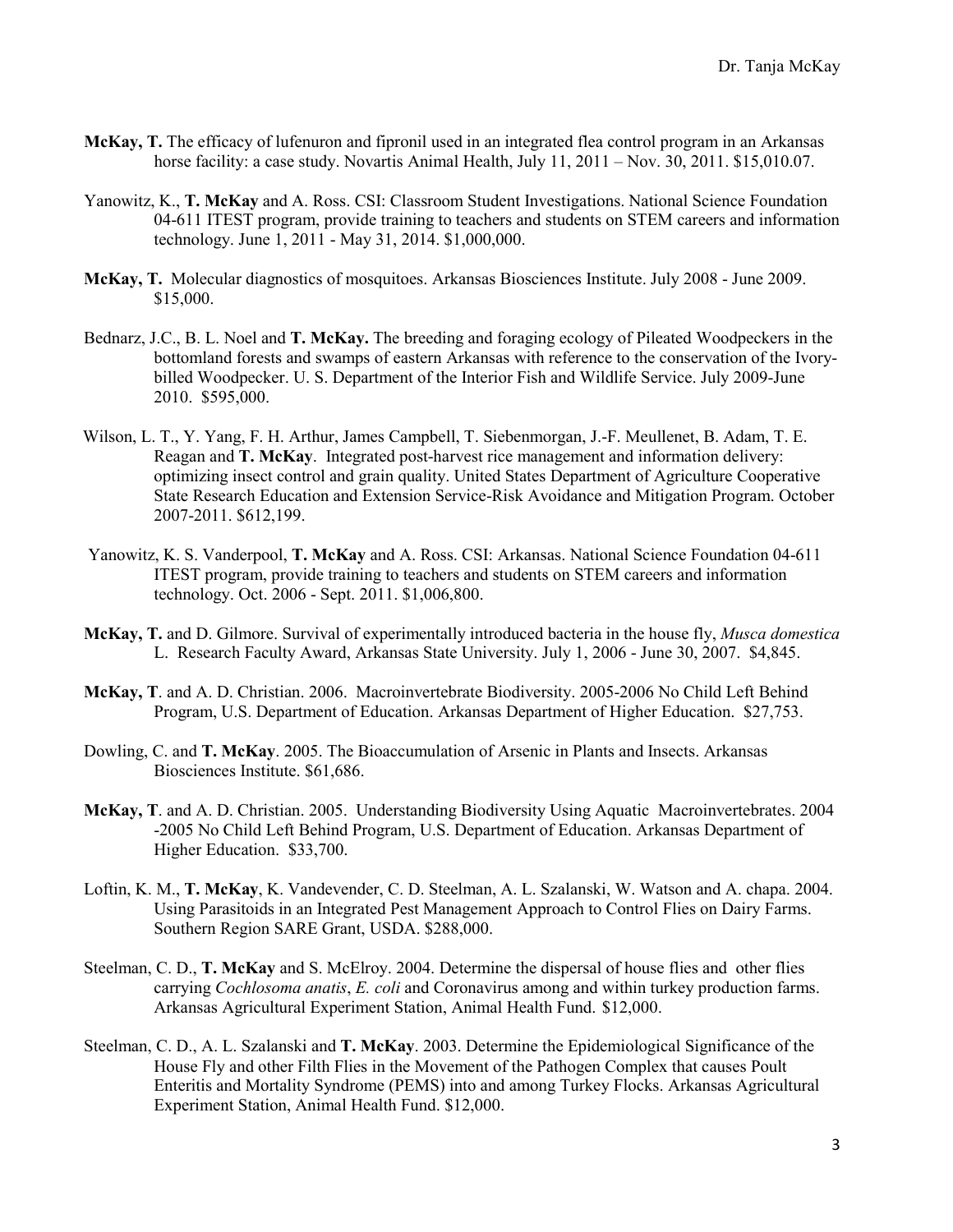**McKay, T.** The efficacy of lufenuron and fipronil used in an integrated flea control program in an Arkansas horse facility: a case study. Novartis Animal Health, July 11, 2011 – Nov. 30, 2011. $15,010.07.

Yanowitz, K., **T. McKay** and A. Ross. CSI: Classroom Student Investigations. National Science Foundation 04-611 ITEST program, provide training to teachers and students on STEM careers and information technology. June 1, 2011 - May 31, 2014. $1,000,000.

**McKay, T.** Molecular diagnostics of mosquitoes. Arkansas Biosciences Institute. July 2008 - June 2009. $15,000.

Bednarz, J.C., B. L. Noel and **T. McKay.** The breeding and foraging ecology of Pileated Woodpeckers in the bottomland forests and swamps of eastern Arkansas with reference to the conservation of the Ivory-billed Woodpecker. U. S. Department of the Interior Fish and Wildlife Service. July 2009-June 2010. $595,000.

Wilson, L. T., Y. Yang, F. H. Arthur, James Campbell, T. Siebenmorgan, J.-F. Meullenet, B. Adam, T. E. Reagan and **T. McKay**. Integrated post-harvest rice management and information delivery: optimizing insect control and grain quality. United States Department of Agriculture Cooperative State Research Education and Extension Service-Risk Avoidance and Mitigation Program. October 2007-2011. $612,199.

Yanowitz, K. S. Vanderpool, **T. McKay** and A. Ross. CSI: Arkansas. National Science Foundation 04-611 ITEST program, provide training to teachers and students on STEM careers and information technology. Oct. 2006 - Sept. 2011. $1,006,800.

**McKay, T.** and D. Gilmore. Survival of experimentally introduced bacteria in the house fly, *Musca domestica* L. Research Faculty Award, Arkansas State University. July 1, 2006 - June 30, 2007. $4,845.

**McKay, T**. and A. D. Christian. 2006. Macroinvertebrate Biodiversity. 2005-2006 No Child Left Behind Program, U.S. Department of Education. Arkansas Department of Higher Education. $27,753.

Dowling, C. and **T. McKay**. 2005. The Bioaccumulation of Arsenic in Plants and Insects. Arkansas Biosciences Institute. $61,686.

**McKay, T**. and A. D. Christian. 2005. Understanding Biodiversity Using Aquatic Macroinvertebrates. 2004 -2005 No Child Left Behind Program, U.S. Department of Education. Arkansas Department of Higher Education. $33,700.

Loftin, K. M., **T. McKay**, K. Vandevender, C. D. Steelman, A. L. Szalanski, W. Watson and A. chapa. 2004. Using Parasitoids in an Integrated Pest Management Approach to Control Flies on Dairy Farms. Southern Region SARE Grant, USDA. $288,000.

Steelman, C. D., **T. McKay** and S. McElroy. 2004. Determine the dispersal of house flies and other flies carrying *Cochlosoma anatis*, *E. coli* and Coronavirus among and within turkey production farms. Arkansas Agricultural Experiment Station, Animal Health Fund. $12,000.

Steelman, C. D., A. L. Szalanski and **T. McKay**. 2003. Determine the Epidemiological Significance of the House Fly and other Filth Flies in the Movement of the Pathogen Complex that causes Poult Enteritis and Mortality Syndrome (PEMS) into and among Turkey Flocks. Arkansas Agricultural Experiment Station, Animal Health Fund. $12,000.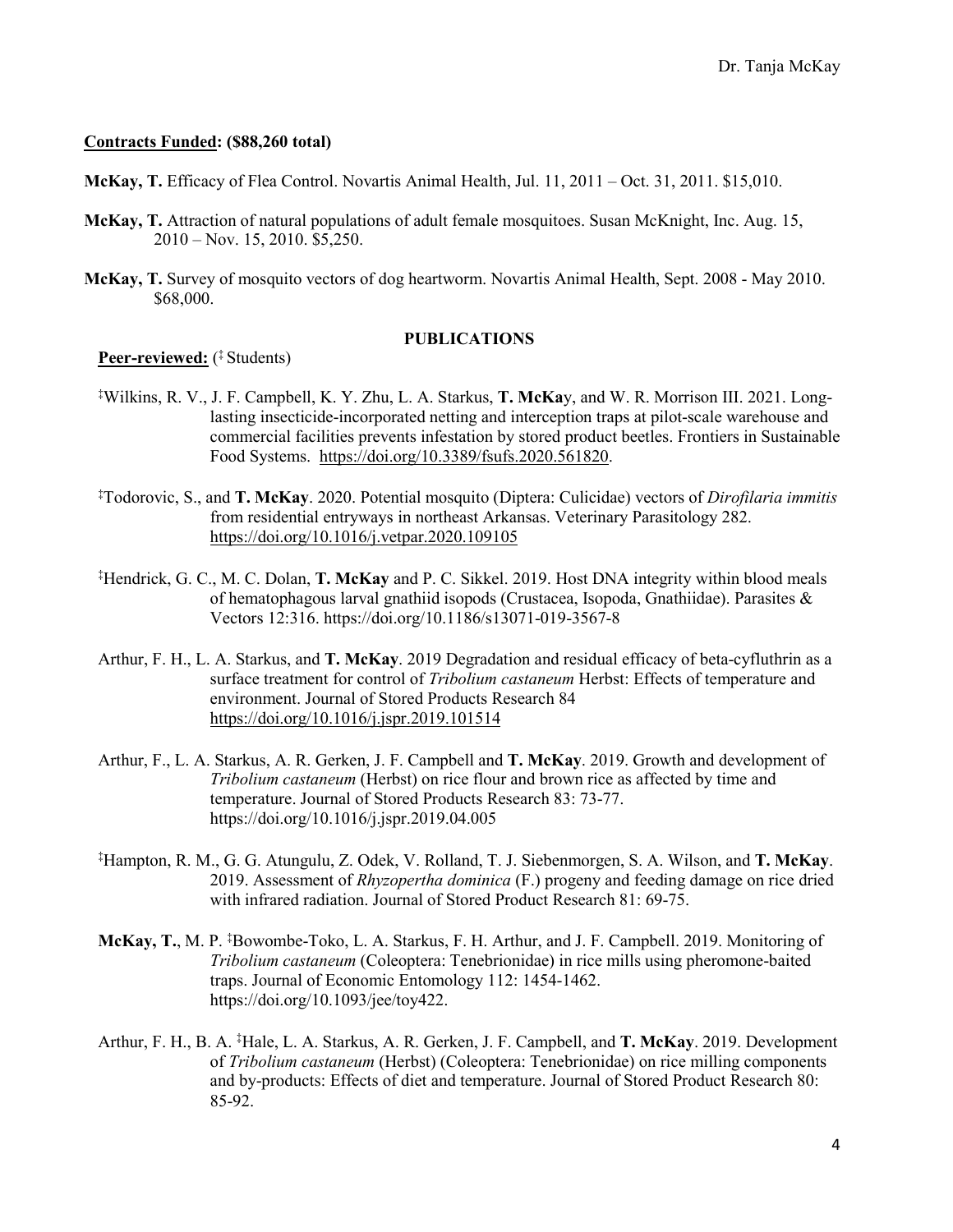**Contracts Funded: ($88,260 total)**

**McKay, T.** Efficacy of Flea Control. Novartis Animal Health, Jul. 11, 2011 – Oct. 31, 2011. $15,010.

**McKay, T.** Attraction of natural populations of adult female mosquitoes. Susan McKnight, Inc. Aug. 15, 2010 – Nov. 15, 2010. $5,250.

**McKay, T.** Survey of mosquito vectors of dog heartworm. Novartis Animal Health, Sept. 2008 - May 2010. $68,000.

## PUBLICATIONS

**Peer-reviewed:** (‡ Students)

‡Wilkins, R. V., J. F. Campbell, K. Y. Zhu, L. A. Starkus, **T. McKa**y, and W. R. Morrison III. 2021. Long-lasting insecticide-incorporated netting and interception traps at pilot-scale warehouse and commercial facilities prevents infestation by stored product beetles. Frontiers in Sustainable Food Systems. https://doi.org/10.3389/fsufs.2020.561820.

‡Todorovic, S., and **T. McKay**. 2020. Potential mosquito (Diptera: Culicidae) vectors of *Dirofilaria immitis* from residential entryways in northeast Arkansas. Veterinary Parasitology 282. https://doi.org/10.1016/j.vetpar.2020.109105

‡Hendrick, G. C., M. C. Dolan, **T. McKay** and P. C. Sikkel. 2019. Host DNA integrity within blood meals of hematophagous larval gnathiid isopods (Crustacea, Isopoda, Gnathiidae). Parasites & Vectors 12:316. https://doi.org/10.1186/s13071-019-3567-8

Arthur, F. H., L. A. Starkus, and **T. McKay**. 2019 Degradation and residual efficacy of beta-cyfluthrin as a surface treatment for control of *Tribolium castaneum* Herbst: Effects of temperature and environment. Journal of Stored Products Research 84 https://doi.org/10.1016/j.jspr.2019.101514

Arthur, F., L. A. Starkus, A. R. Gerken, J. F. Campbell and **T. McKay**. 2019. Growth and development of *Tribolium castaneum* (Herbst) on rice flour and brown rice as affected by time and temperature. Journal of Stored Products Research 83: 73-77. https://doi.org/10.1016/j.jspr.2019.04.005

‡Hampton, R. M., G. G. Atungulu, Z. Odek, V. Rolland, T. J. Siebenmorgen, S. A. Wilson, and **T. McKay**. 2019. Assessment of *Rhyzopertha dominica* (F.) progeny and feeding damage on rice dried with infrared radiation. Journal of Stored Product Research 81: 69-75.

**McKay, T.**, M. P. ‡Bowombe-Toko, L. A. Starkus, F. H. Arthur, and J. F. Campbell. 2019. Monitoring of *Tribolium castaneum* (Coleoptera: Tenebrionidae) in rice mills using pheromone-baited traps. Journal of Economic Entomology 112: 1454-1462. https://doi.org/10.1093/jee/toy422.

Arthur, F. H., B. A. ‡Hale, L. A. Starkus, A. R. Gerken, J. F. Campbell, and **T. McKay**. 2019. Development of *Tribolium castaneum* (Herbst) (Coleoptera: Tenebrionidae) on rice milling components and by-products: Effects of diet and temperature. Journal of Stored Product Research 80: 85-92.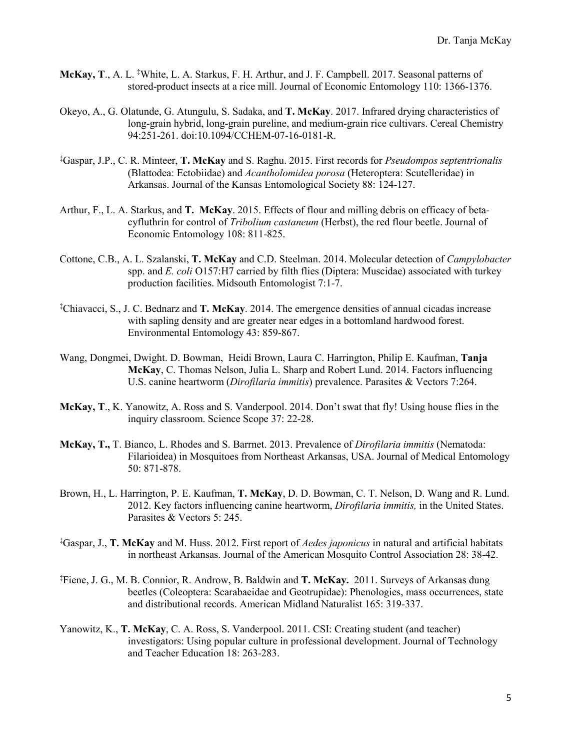**McKay, T**., A. L. ‡White, L. A. Starkus, F. H. Arthur, and J. F. Campbell. 2017. Seasonal patterns of stored-product insects at a rice mill. Journal of Economic Entomology 110: 1366-1376.

Okeyo, A., G. Olatunde, G. Atungulu, S. Sadaka, and **T. McKay**. 2017. Infrared drying characteristics of long-grain hybrid, long-grain pureline, and medium-grain rice cultivars. Cereal Chemistry 94:251-261. doi:10.1094/CCHEM-07-16-0181-R.

‡Gaspar, J.P., C. R. Minteer, **T. McKay** and S. Raghu. 2015. First records for *Pseudompos septentrionalis* (Blattodea: Ectobiidae) and *Acantholomidea porosa* (Heteroptera: Scutelleridae) in Arkansas. Journal of the Kansas Entomological Society 88: 124-127.

Arthur, F., L. A. Starkus, and **T. McKay**. 2015. Effects of flour and milling debris on efficacy of beta-cyfluthrin for control of *Tribolium castaneum* (Herbst), the red flour beetle. Journal of Economic Entomology 108: 811-825.

Cottone, C.B., A. L. Szalanski, **T. McKay** and C.D. Steelman. 2014. Molecular detection of *Campylobacter* spp. and *E. coli* O157:H7 carried by filth flies (Diptera: Muscidae) associated with turkey production facilities. Midsouth Entomologist 7:1-7.

‡Chiavacci, S., J. C. Bednarz and **T. McKay**. 2014. The emergence densities of annual cicadas increase with sapling density and are greater near edges in a bottomland hardwood forest. Environmental Entomology 43: 859-867.

Wang, Dongmei, Dwight. D. Bowman, Heidi Brown, Laura C. Harrington, Philip E. Kaufman, **Tanja McKay**, C. Thomas Nelson, Julia L. Sharp and Robert Lund. 2014. Factors influencing U.S. canine heartworm (*Dirofilaria immitis*) prevalence. Parasites & Vectors 7:264.

**McKay, T**., K. Yanowitz, A. Ross and S. Vanderpool. 2014. Don't swat that fly! Using house flies in the inquiry classroom. Science Scope 37: 22-28.

**McKay, T.,** T. Bianco, L. Rhodes and S. Barrnet. 2013. Prevalence of *Dirofilaria immitis* (Nematoda: Filarioidea) in Mosquitoes from Northeast Arkansas, USA. Journal of Medical Entomology 50: 871-878.

Brown, H., L. Harrington, P. E. Kaufman, **T. McKay**, D. D. Bowman, C. T. Nelson, D. Wang and R. Lund. 2012. Key factors influencing canine heartworm, *Dirofilaria immitis,* in the United States. Parasites & Vectors 5: 245.

‡Gaspar, J., **T. McKay** and M. Huss. 2012. First report of *Aedes japonicus* in natural and artificial habitats in northeast Arkansas. Journal of the American Mosquito Control Association 28: 38-42.

‡Fiene, J. G., M. B. Connior, R. Androw, B. Baldwin and **T. McKay.** 2011. Surveys of Arkansas dung beetles (Coleoptera: Scarabaeidae and Geotrupidae): Phenologies, mass occurrences, state and distributional records. American Midland Naturalist 165: 319-337.

Yanowitz, K., **T. McKay**, C. A. Ross, S. Vanderpool. 2011. CSI: Creating student (and teacher) investigators: Using popular culture in professional development. Journal of Technology and Teacher Education 18: 263-283.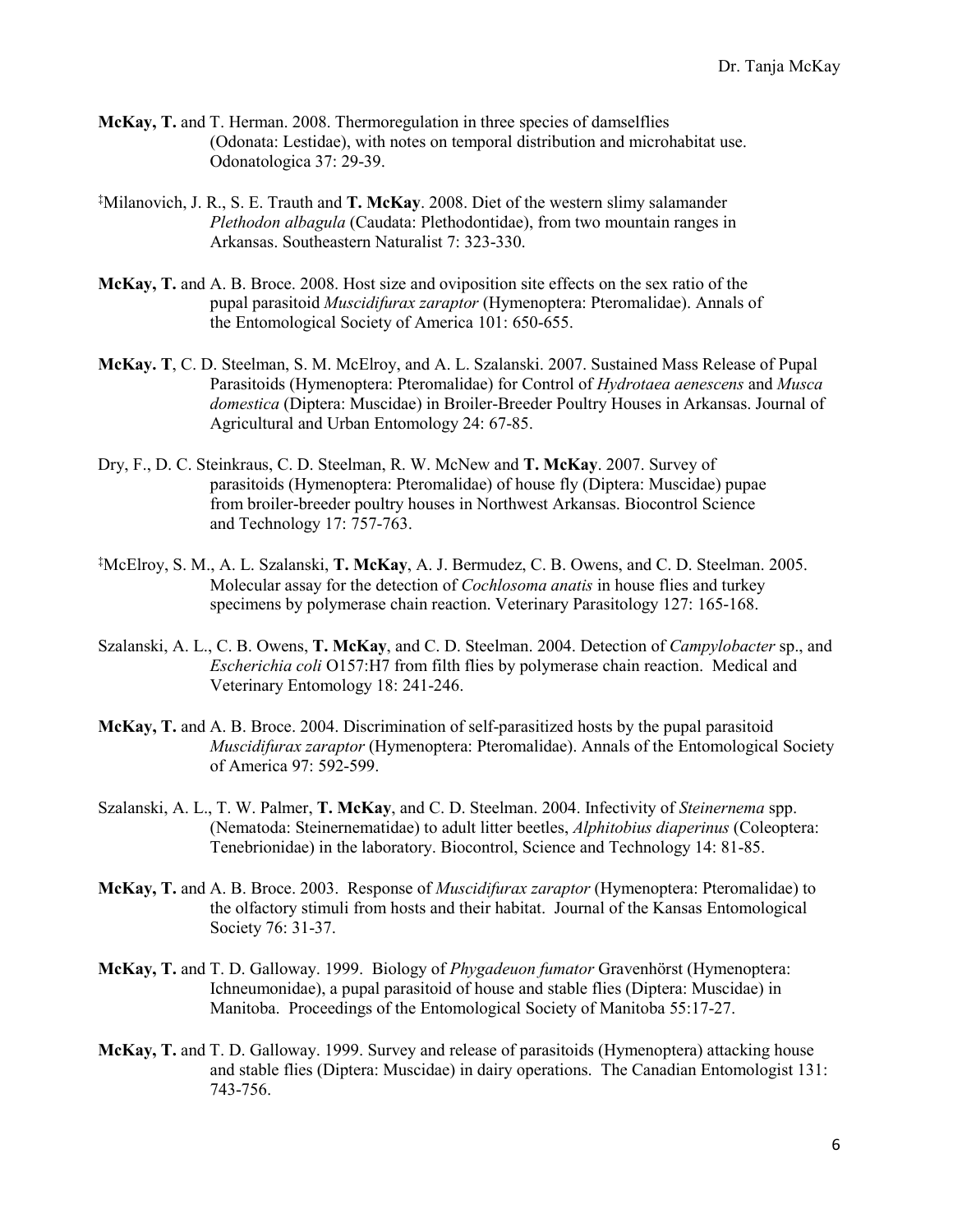**McKay, T.** and T. Herman. 2008. Thermoregulation in three species of damselflies (Odonata: Lestidae), with notes on temporal distribution and microhabitat use. Odonatologica 37: 29-39.

‡Milanovich, J. R., S. E. Trauth and **T. McKay**. 2008. Diet of the western slimy salamander *Plethodon albagula* (Caudata: Plethodontidae), from two mountain ranges in Arkansas. Southeastern Naturalist 7: 323-330.

**McKay, T.** and A. B. Broce. 2008. Host size and oviposition site effects on the sex ratio of the pupal parasitoid *Muscidifurax zaraptor* (Hymenoptera: Pteromalidae). Annals of the Entomological Society of America 101: 650-655.

**McKay. T**, C. D. Steelman, S. M. McElroy, and A. L. Szalanski. 2007. Sustained Mass Release of Pupal Parasitoids (Hymenoptera: Pteromalidae) for Control of *Hydrotaea aenescens* and *Musca domestica* (Diptera: Muscidae) in Broiler-Breeder Poultry Houses in Arkansas. Journal of Agricultural and Urban Entomology 24: 67-85.

Dry, F., D. C. Steinkraus, C. D. Steelman, R. W. McNew and **T. McKay**. 2007. Survey of parasitoids (Hymenoptera: Pteromalidae) of house fly (Diptera: Muscidae) pupae from broiler-breeder poultry houses in Northwest Arkansas. Biocontrol Science and Technology 17: 757-763.

‡McElroy, S. M., A. L. Szalanski, **T. McKay**, A. J. Bermudez, C. B. Owens, and C. D. Steelman. 2005. Molecular assay for the detection of *Cochlosoma anatis* in house flies and turkey specimens by polymerase chain reaction. Veterinary Parasitology 127: 165-168.

Szalanski, A. L., C. B. Owens, **T. McKay**, and C. D. Steelman. 2004. Detection of *Campylobacter* sp., and *Escherichia coli* O157:H7 from filth flies by polymerase chain reaction. Medical and Veterinary Entomology 18: 241-246.

**McKay, T.** and A. B. Broce. 2004. Discrimination of self-parasitized hosts by the pupal parasitoid *Muscidifurax zaraptor* (Hymenoptera: Pteromalidae). Annals of the Entomological Society of America 97: 592-599.

Szalanski, A. L., T. W. Palmer, **T. McKay**, and C. D. Steelman. 2004. Infectivity of *Steinernema* spp. (Nematoda: Steinernematidae) to adult litter beetles, *Alphitobius diaperinus* (Coleoptera: Tenebrionidae) in the laboratory. Biocontrol, Science and Technology 14: 81-85.

**McKay, T.** and A. B. Broce. 2003. Response of *Muscidifurax zaraptor* (Hymenoptera: Pteromalidae) to the olfactory stimuli from hosts and their habitat. Journal of the Kansas Entomological Society 76: 31-37.

**McKay, T.** and T. D. Galloway. 1999. Biology of *Phygadeuon fumator* Gravenhörst (Hymenoptera: Ichneumonidae), a pupal parasitoid of house and stable flies (Diptera: Muscidae) in Manitoba. Proceedings of the Entomological Society of Manitoba 55:17-27.

**McKay, T.** and T. D. Galloway. 1999. Survey and release of parasitoids (Hymenoptera) attacking house and stable flies (Diptera: Muscidae) in dairy operations. The Canadian Entomologist 131: 743-756.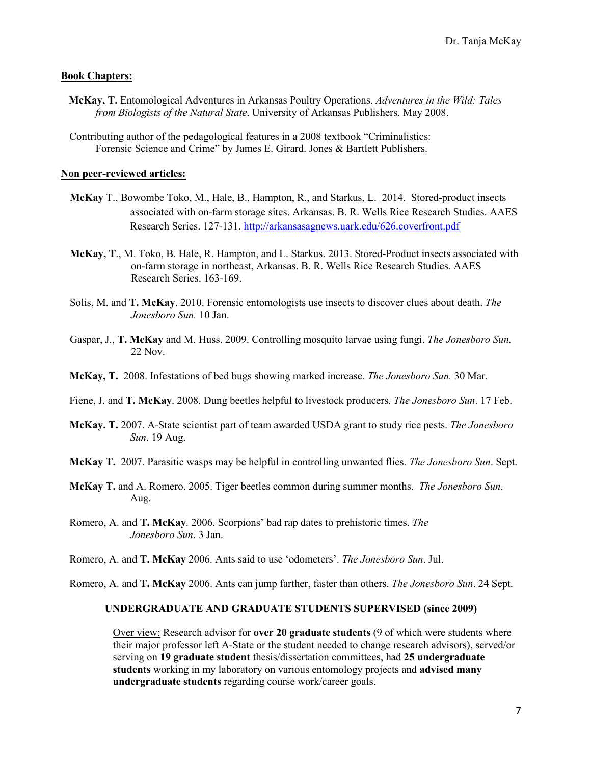## Book Chapters:

**McKay, T.** Entomological Adventures in Arkansas Poultry Operations. *Adventures in the Wild: Tales from Biologists of the Natural State*. University of Arkansas Publishers. May 2008.

Contributing author of the pedagogical features in a 2008 textbook "Criminalistics: Forensic Science and Crime" by James E. Girard. Jones & Bartlett Publishers.

## Non peer-reviewed articles:

**McKay** T., Bowombe Toko, M., Hale, B., Hampton, R., and Starkus, L. 2014. Stored-product insects associated with on-farm storage sites. Arkansas. B. R. Wells Rice Research Studies. AAES Research Series. 127-131. http://arkansasagnews.uark.edu/626.coverfront.pdf

**McKay, T**., M. Toko, B. Hale, R. Hampton, and L. Starkus. 2013. Stored-Product insects associated with on-farm storage in northeast, Arkansas. B. R. Wells Rice Research Studies. AAES Research Series. 163-169.

Solis, M. and **T. McKay**. 2010. Forensic entomologists use insects to discover clues about death. *The Jonesboro Sun.* 10 Jan.

Gaspar, J., **T. McKay** and M. Huss. 2009. Controlling mosquito larvae using fungi. *The Jonesboro Sun.* 22 Nov.

**McKay, T.** 2008. Infestations of bed bugs showing marked increase. *The Jonesboro Sun.* 30 Mar.

Fiene, J. and **T. McKay**. 2008. Dung beetles helpful to livestock producers. *The Jonesboro Sun*. 17 Feb.

**McKay. T.** 2007. A-State scientist part of team awarded USDA grant to study rice pests. *The Jonesboro Sun*. 19 Aug.

**McKay T.** 2007. Parasitic wasps may be helpful in controlling unwanted flies. *The Jonesboro Sun*. Sept.

**McKay T.** and A. Romero. 2005. Tiger beetles common during summer months. *The Jonesboro Sun*. Aug.

Romero, A. and **T. McKay**. 2006. Scorpions' bad rap dates to prehistoric times. *The Jonesboro Sun*. 3 Jan.

Romero, A. and **T. McKay** 2006. Ants said to use 'odometers'. *The Jonesboro Sun*. Jul.

Romero, A. and **T. McKay** 2006. Ants can jump farther, faster than others. *The Jonesboro Sun*. 24 Sept.

### UNDERGRADUATE AND GRADUATE STUDENTS SUPERVISED (since 2009)

Over view: Research advisor for **over 20 graduate students** (9 of which were students where their major professor left A-State or the student needed to change research advisors), served/or serving on **19 graduate student** thesis/dissertation committees, had **25 undergraduate students** working in my laboratory on various entomology projects and **advised many undergraduate students** regarding course work/career goals.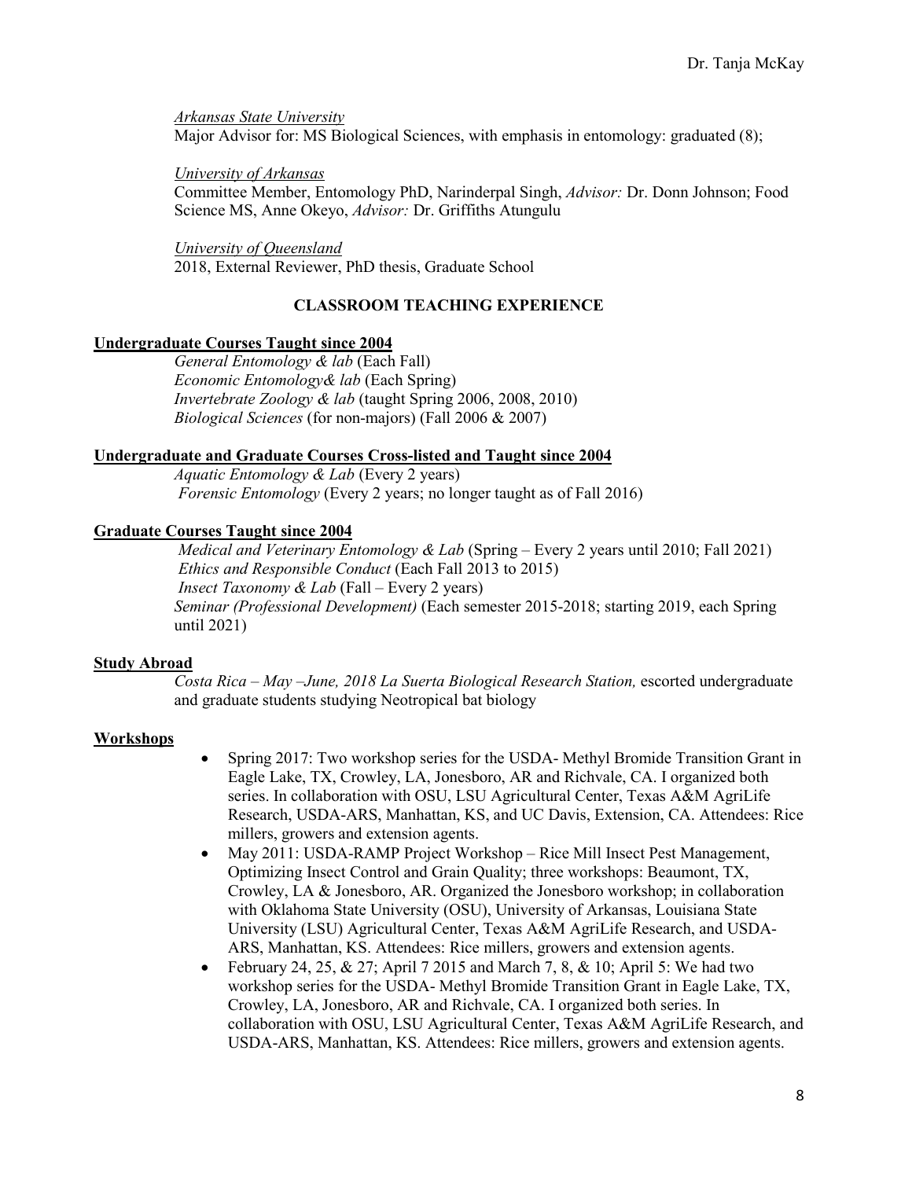*Arkansas State University*

Major Advisor for: MS Biological Sciences, with emphasis in entomology: graduated (8);

*University of Arkansas*

Committee Member, Entomology PhD, Narinderpal Singh, *Advisor:* Dr. Donn Johnson; Food Science MS, Anne Okeyo, *Advisor:* Dr. Griffiths Atungulu

*University of Queensland*

2018, External Reviewer, PhD thesis, Graduate School

## CLASSROOM TEACHING EXPERIENCE

**Undergraduate Courses Taught since 2004**

*General Entomology & lab* (Each Fall)
*Economic Entomology& lab* (Each Spring)
*Invertebrate Zoology & lab* (taught Spring 2006, 2008, 2010)
*Biological Sciences* (for non-majors) (Fall 2006 & 2007)

**Undergraduate and Graduate Courses Cross-listed and Taught since 2004**

*Aquatic Entomology & Lab* (Every 2 years)
*Forensic Entomology* (Every 2 years; no longer taught as of Fall 2016)

**Graduate Courses Taught since 2004**

*Medical and Veterinary Entomology & Lab* (Spring – Every 2 years until 2010; Fall 2021)
*Ethics and Responsible Conduct* (Each Fall 2013 to 2015)
*Insect Taxonomy & Lab* (Fall – Every 2 years)
*Seminar (Professional Development)* (Each semester 2015-2018; starting 2019, each Spring until 2021)

**Study Abroad**

*Costa Rica – May –June, 2018 La Suerta Biological Research Station,* escorted undergraduate and graduate students studying Neotropical bat biology

**Workshops**

- Spring 2017: Two workshop series for the USDA- Methyl Bromide Transition Grant in Eagle Lake, TX, Crowley, LA, Jonesboro, AR and Richvale, CA. I organized both series. In collaboration with OSU, LSU Agricultural Center, Texas A&M AgriLife Research, USDA-ARS, Manhattan, KS, and UC Davis, Extension, CA. Attendees: Rice millers, growers and extension agents.
- May 2011: USDA-RAMP Project Workshop – Rice Mill Insect Pest Management, Optimizing Insect Control and Grain Quality; three workshops: Beaumont, TX, Crowley, LA & Jonesboro, AR. Organized the Jonesboro workshop; in collaboration with Oklahoma State University (OSU), University of Arkansas, Louisiana State University (LSU) Agricultural Center, Texas A&M AgriLife Research, and USDA-ARS, Manhattan, KS. Attendees: Rice millers, growers and extension agents.
- February 24, 25, & 27; April 7 2015 and March 7, 8, & 10; April 5: We had two workshop series for the USDA- Methyl Bromide Transition Grant in Eagle Lake, TX, Crowley, LA, Jonesboro, AR and Richvale, CA. I organized both series. In collaboration with OSU, LSU Agricultural Center, Texas A&M AgriLife Research, and USDA-ARS, Manhattan, KS. Attendees: Rice millers, growers and extension agents.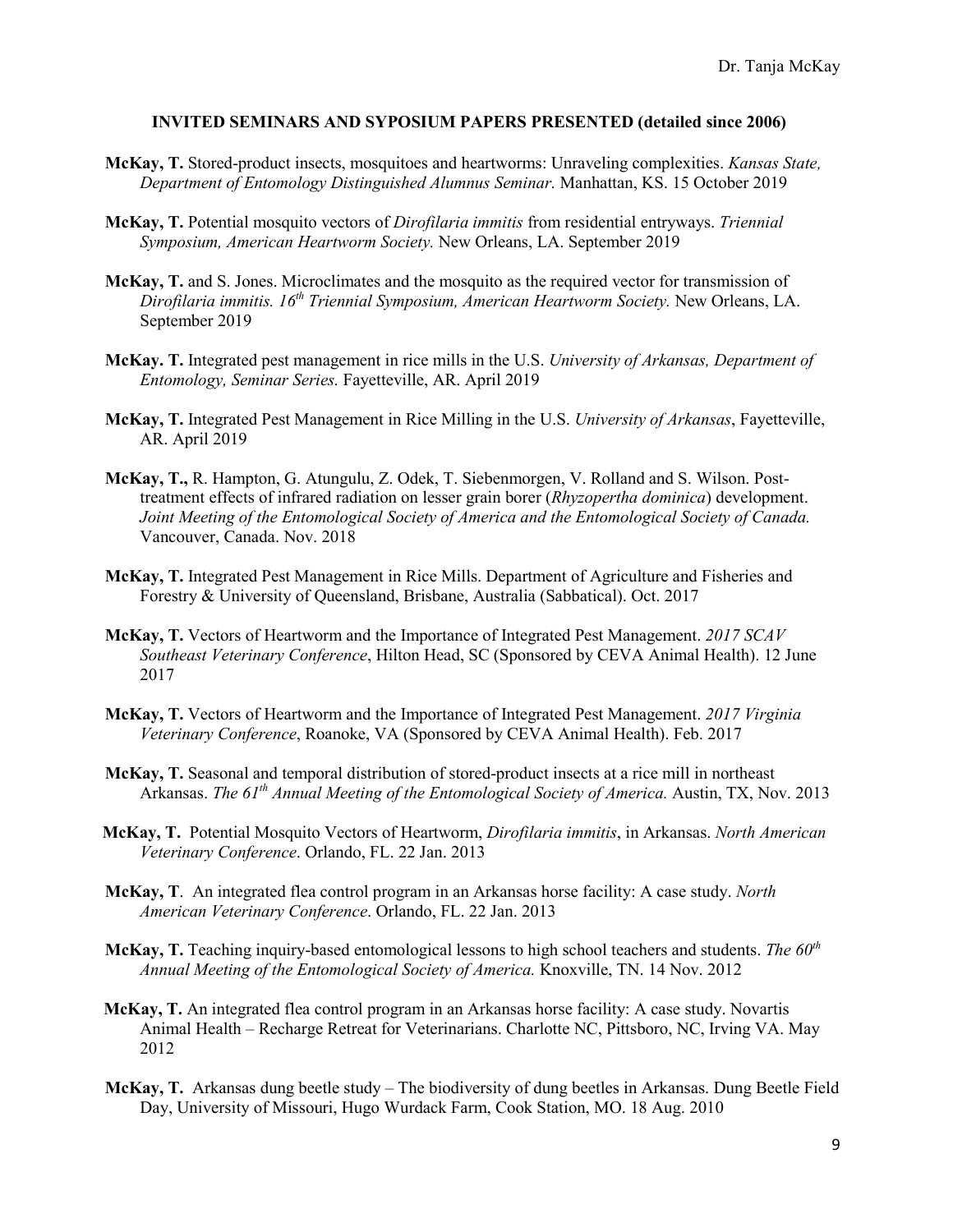**INVITED SEMINARS AND SYPOSIUM PAPERS PRESENTED (detailed since 2006)**

**McKay, T.** Stored-product insects, mosquitoes and heartworms: Unraveling complexities. *Kansas State, Department of Entomology Distinguished Alumnus Seminar.* Manhattan, KS. 15 October 2019

**McKay, T.** Potential mosquito vectors of *Dirofilaria immitis* from residential entryways. *Triennial Symposium, American Heartworm Society.* New Orleans, LA. September 2019

**McKay, T.** and S. Jones. Microclimates and the mosquito as the required vector for transmission of *Dirofilaria immitis. 16th Triennial Symposium, American Heartworm Society.* New Orleans, LA. September 2019

**McKay. T.** Integrated pest management in rice mills in the U.S. *University of Arkansas, Department of Entomology, Seminar Series.* Fayetteville, AR. April 2019

**McKay, T.** Integrated Pest Management in Rice Milling in the U.S. *University of Arkansas*, Fayetteville, AR. April 2019

**McKay, T.,** R. Hampton, G. Atungulu, Z. Odek, T. Siebenmorgen, V. Rolland and S. Wilson. Post-treatment effects of infrared radiation on lesser grain borer (*Rhyzopertha dominica*) development. *Joint Meeting of the Entomological Society of America and the Entomological Society of Canada.* Vancouver, Canada. Nov. 2018

**McKay, T.** Integrated Pest Management in Rice Mills. Department of Agriculture and Fisheries and Forestry & University of Queensland, Brisbane, Australia (Sabbatical). Oct. 2017

**McKay, T.** Vectors of Heartworm and the Importance of Integrated Pest Management. *2017 SCAV Southeast Veterinary Conference*, Hilton Head, SC (Sponsored by CEVA Animal Health). 12 June 2017

**McKay, T.** Vectors of Heartworm and the Importance of Integrated Pest Management. *2017 Virginia Veterinary Conference*, Roanoke, VA (Sponsored by CEVA Animal Health). Feb. 2017

**McKay, T.** Seasonal and temporal distribution of stored-product insects at a rice mill in northeast Arkansas. *The 61th Annual Meeting of the Entomological Society of America.* Austin, TX, Nov. 2013

**McKay, T.** Potential Mosquito Vectors of Heartworm, *Dirofilaria immitis*, in Arkansas. *North American Veterinary Conference*. Orlando, FL. 22 Jan. 2013

**McKay, T**. An integrated flea control program in an Arkansas horse facility: A case study. *North American Veterinary Conference*. Orlando, FL. 22 Jan. 2013

**McKay, T.** Teaching inquiry-based entomological lessons to high school teachers and students. *The 60th Annual Meeting of the Entomological Society of America.* Knoxville, TN. 14 Nov. 2012

**McKay, T.** An integrated flea control program in an Arkansas horse facility: A case study. Novartis Animal Health – Recharge Retreat for Veterinarians. Charlotte NC, Pittsboro, NC, Irving VA. May 2012

**McKay, T.** Arkansas dung beetle study – The biodiversity of dung beetles in Arkansas. Dung Beetle Field Day, University of Missouri, Hugo Wurdack Farm, Cook Station, MO. 18 Aug. 2010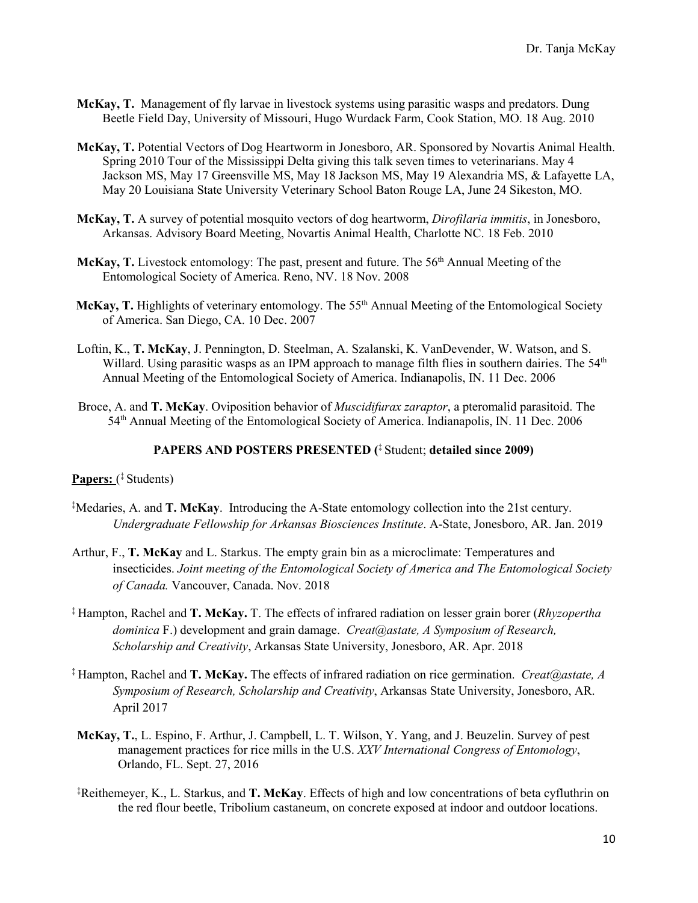**McKay, T.** Management of fly larvae in livestock systems using parasitic wasps and predators. Dung Beetle Field Day, University of Missouri, Hugo Wurdack Farm, Cook Station, MO. 18 Aug. 2010

**McKay, T.** Potential Vectors of Dog Heartworm in Jonesboro, AR. Sponsored by Novartis Animal Health. Spring 2010 Tour of the Mississippi Delta giving this talk seven times to veterinarians. May 4 Jackson MS, May 17 Greensville MS, May 18 Jackson MS, May 19 Alexandria MS, & Lafayette LA, May 20 Louisiana State University Veterinary School Baton Rouge LA, June 24 Sikeston, MO.

**McKay, T.** A survey of potential mosquito vectors of dog heartworm, *Dirofilaria immitis*, in Jonesboro, Arkansas. Advisory Board Meeting, Novartis Animal Health, Charlotte NC. 18 Feb. 2010

**McKay, T.** Livestock entomology: The past, present and future. The 56th Annual Meeting of the Entomological Society of America. Reno, NV. 18 Nov. 2008

**McKay, T.** Highlights of veterinary entomology. The 55th Annual Meeting of the Entomological Society of America. San Diego, CA. 10 Dec. 2007

Loftin, K., **T. McKay**, J. Pennington, D. Steelman, A. Szalanski, K. VanDevender, W. Watson, and S. Willard. Using parasitic wasps as an IPM approach to manage filth flies in southern dairies. The 54th Annual Meeting of the Entomological Society of America. Indianapolis, IN. 11 Dec. 2006

Broce, A. and **T. McKay**. Oviposition behavior of *Muscidifurax zaraptor*, a pteromalid parasitoid. The 54th Annual Meeting of the Entomological Society of America. Indianapolis, IN. 11 Dec. 2006

## PAPERS AND POSTERS PRESENTED (‡ Student; detailed since 2009)

**Papers:** (‡ Students)

‡Medaries, A. and **T. McKay**. Introducing the A-State entomology collection into the 21st century. *Undergraduate Fellowship for Arkansas Biosciences Institute*. A-State, Jonesboro, AR. Jan. 2019

Arthur, F., **T. McKay** and L. Starkus. The empty grain bin as a microclimate: Temperatures and insecticides. *Joint meeting of the Entomological Society of America and The Entomological Society of Canada.* Vancouver, Canada. Nov. 2018

‡ Hampton, Rachel and **T. McKay.** T. The effects of infrared radiation on lesser grain borer (*Rhyzopertha dominica* F.) development and grain damage. *Creat@astate, A Symposium of Research, Scholarship and Creativity*, Arkansas State University, Jonesboro, AR. Apr. 2018

‡ Hampton, Rachel and **T. McKay.** The effects of infrared radiation on rice germination. *Creat@astate, A Symposium of Research, Scholarship and Creativity*, Arkansas State University, Jonesboro, AR. April 2017

**McKay, T.**, L. Espino, F. Arthur, J. Campbell, L. T. Wilson, Y. Yang, and J. Beuzelin. Survey of pest management practices for rice mills in the U.S. *XXV International Congress of Entomology*, Orlando, FL. Sept. 27, 2016

‡Reithemeyer, K., L. Starkus, and **T. McKay**. Effects of high and low concentrations of beta cyfluthrin on the red flour beetle, Tribolium castaneum, on concrete exposed at indoor and outdoor locations.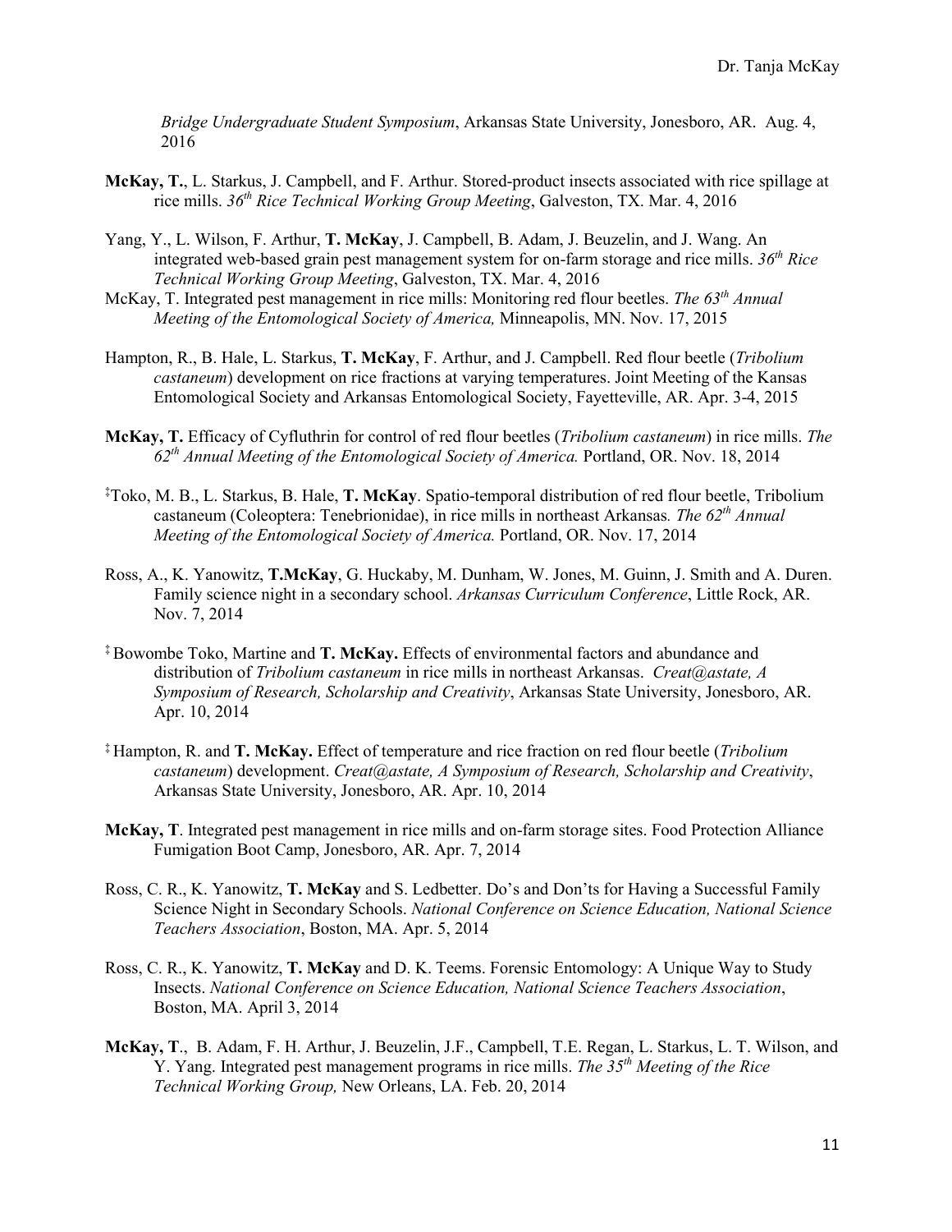*Bridge Undergraduate Student Symposium*, Arkansas State University, Jonesboro, AR. Aug. 4, 2016

**McKay, T.**, L. Starkus, J. Campbell, and F. Arthur. Stored-product insects associated with rice spillage at rice mills. *36th Rice Technical Working Group Meeting*, Galveston, TX. Mar. 4, 2016

Yang, Y., L. Wilson, F. Arthur, **T. McKay**, J. Campbell, B. Adam, J. Beuzelin, and J. Wang. An integrated web-based grain pest management system for on-farm storage and rice mills. *36th Rice Technical Working Group Meeting*, Galveston, TX. Mar. 4, 2016

McKay, T. Integrated pest management in rice mills: Monitoring red flour beetles. *The 63th Annual Meeting of the Entomological Society of America,* Minneapolis, MN. Nov. 17, 2015

Hampton, R., B. Hale, L. Starkus, **T. McKay**, F. Arthur, and J. Campbell. Red flour beetle (*Tribolium castaneum*) development on rice fractions at varying temperatures. Joint Meeting of the Kansas Entomological Society and Arkansas Entomological Society, Fayetteville, AR. Apr. 3-4, 2015

**McKay, T.** Efficacy of Cyfluthrin for control of red flour beetles (*Tribolium castaneum*) in rice mills. *The 62th Annual Meeting of the Entomological Society of America.* Portland, OR. Nov. 18, 2014

‡Toko, M. B., L. Starkus, B. Hale, **T. McKay**. Spatio-temporal distribution of red flour beetle, Tribolium castaneum (Coleoptera: Tenebrionidae), in rice mills in northeast Arkansas*. The 62th Annual Meeting of the Entomological Society of America.* Portland, OR. Nov. 17, 2014

Ross, A., K. Yanowitz, **T.McKay**, G. Huckaby, M. Dunham, W. Jones, M. Guinn, J. Smith and A. Duren. Family science night in a secondary school. *Arkansas Curriculum Conference*, Little Rock, AR. Nov. 7, 2014

‡ Bowombe Toko, Martine and **T. McKay.** Effects of environmental factors and abundance and distribution of *Tribolium castaneum* in rice mills in northeast Arkansas. *Creat@astate, A Symposium of Research, Scholarship and Creativity*, Arkansas State University, Jonesboro, AR. Apr. 10, 2014

‡ Hampton, R. and **T. McKay.** Effect of temperature and rice fraction on red flour beetle (*Tribolium castaneum*) development. *Creat@astate, A Symposium of Research, Scholarship and Creativity*, Arkansas State University, Jonesboro, AR. Apr. 10, 2014

**McKay, T**. Integrated pest management in rice mills and on-farm storage sites. Food Protection Alliance Fumigation Boot Camp, Jonesboro, AR. Apr. 7, 2014

Ross, C. R., K. Yanowitz, **T. McKay** and S. Ledbetter. Do's and Don'ts for Having a Successful Family Science Night in Secondary Schools. *National Conference on Science Education, National Science Teachers Association*, Boston, MA. Apr. 5, 2014

Ross, C. R., K. Yanowitz, **T. McKay** and D. K. Teems. Forensic Entomology: A Unique Way to Study Insects. *National Conference on Science Education, National Science Teachers Association*, Boston, MA. April 3, 2014

**McKay, T**., B. Adam, F. H. Arthur, J. Beuzelin, J.F., Campbell, T.E. Regan, L. Starkus, L. T. Wilson, and Y. Yang. Integrated pest management programs in rice mills. *The 35th Meeting of the Rice Technical Working Group,* New Orleans, LA. Feb. 20, 2014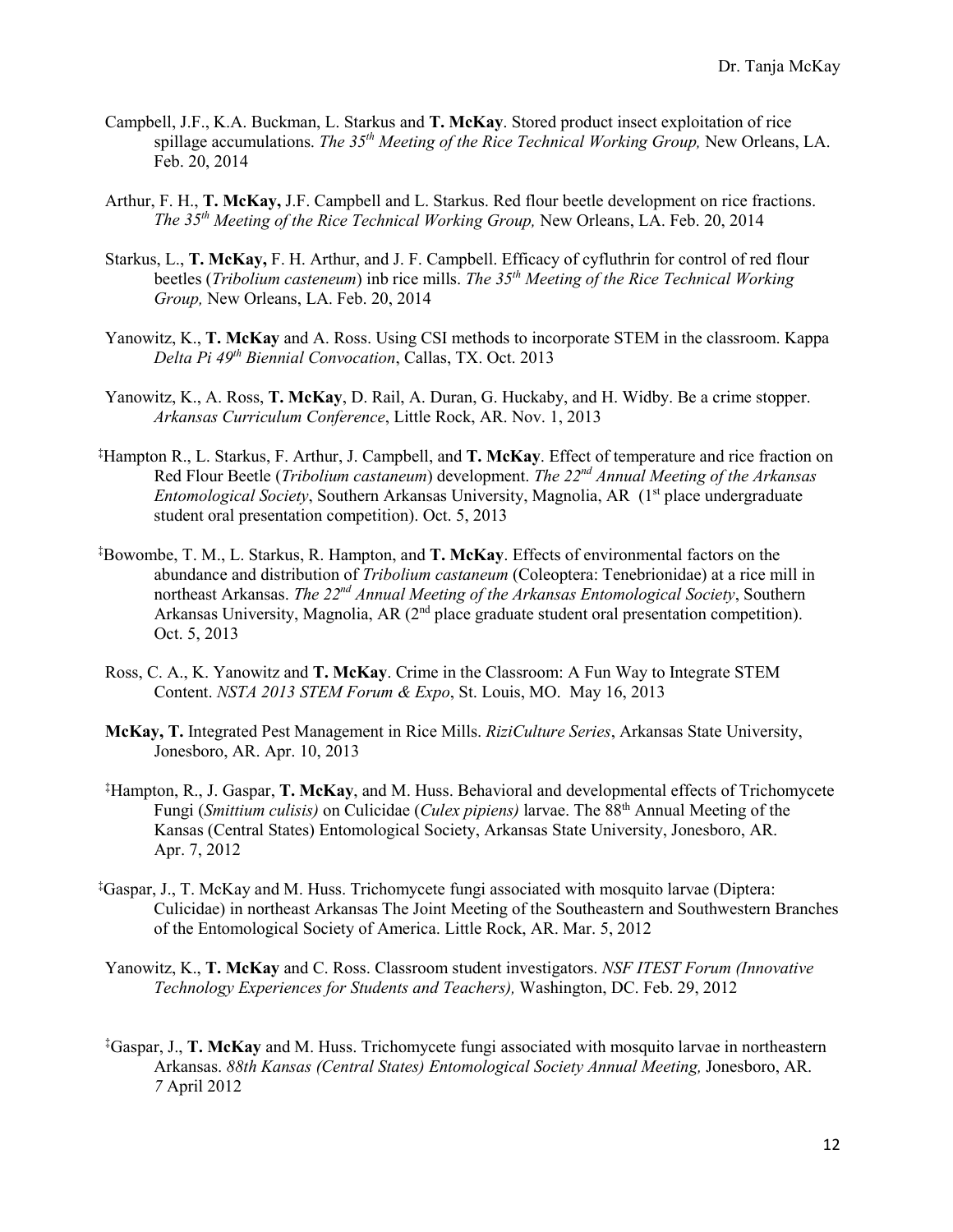Campbell, J.F., K.A. Buckman, L. Starkus and **T. McKay**. Stored product insect exploitation of rice spillage accumulations. *The 35th Meeting of the Rice Technical Working Group,* New Orleans, LA. Feb. 20, 2014

Arthur, F. H., **T. McKay,** J.F. Campbell and L. Starkus. Red flour beetle development on rice fractions. *The 35th Meeting of the Rice Technical Working Group,* New Orleans, LA. Feb. 20, 2014

Starkus, L., **T. McKay,** F. H. Arthur, and J. F. Campbell. Efficacy of cyfluthrin for control of red flour beetles (*Tribolium casteneum*) inb rice mills. *The 35th Meeting of the Rice Technical Working Group,* New Orleans, LA. Feb. 20, 2014

Yanowitz, K., **T. McKay** and A. Ross. Using CSI methods to incorporate STEM in the classroom. Kappa *Delta Pi 49th Biennial Convocation*, Callas, TX. Oct. 2013

Yanowitz, K., A. Ross, **T. McKay**, D. Rail, A. Duran, G. Huckaby, and H. Widby. Be a crime stopper. *Arkansas Curriculum Conference*, Little Rock, AR. Nov. 1, 2013

‡Hampton R., L. Starkus, F. Arthur, J. Campbell, and **T. McKay**. Effect of temperature and rice fraction on Red Flour Beetle (*Tribolium castaneum*) development. *The 22nd Annual Meeting of the Arkansas Entomological Society*, Southern Arkansas University, Magnolia, AR (1st place undergraduate student oral presentation competition). Oct. 5, 2013

‡Bowombe, T. M., L. Starkus, R. Hampton, and **T. McKay**. Effects of environmental factors on the abundance and distribution of *Tribolium castaneum* (Coleoptera: Tenebrionidae) at a rice mill in northeast Arkansas. *The 22nd Annual Meeting of the Arkansas Entomological Society*, Southern Arkansas University, Magnolia, AR (2nd place graduate student oral presentation competition). Oct. 5, 2013

Ross, C. A., K. Yanowitz and **T. McKay**. Crime in the Classroom: A Fun Way to Integrate STEM Content. *NSTA 2013 STEM Forum & Expo*, St. Louis, MO. May 16, 2013

**McKay, T.** Integrated Pest Management in Rice Mills. *RiziCulture Series*, Arkansas State University, Jonesboro, AR. Apr. 10, 2013

‡Hampton, R., J. Gaspar, **T. McKay**, and M. Huss. Behavioral and developmental effects of Trichomycete Fungi (*Smittium culisis)* on Culicidae (*Culex pipiens)* larvae. The 88th Annual Meeting of the Kansas (Central States) Entomological Society, Arkansas State University, Jonesboro, AR. Apr. 7, 2012

‡Gaspar, J., T. McKay and M. Huss. Trichomycete fungi associated with mosquito larvae (Diptera: Culicidae) in northeast Arkansas The Joint Meeting of the Southeastern and Southwestern Branches of the Entomological Society of America. Little Rock, AR. Mar. 5, 2012

Yanowitz, K., **T. McKay** and C. Ross. Classroom student investigators. *NSF ITEST Forum (Innovative Technology Experiences for Students and Teachers),* Washington, DC. Feb. 29, 2012

‡Gaspar, J., **T. McKay** and M. Huss. Trichomycete fungi associated with mosquito larvae in northeastern Arkansas. *88th Kansas (Central States) Entomological Society Annual Meeting,* Jonesboro, AR. *7* April 2012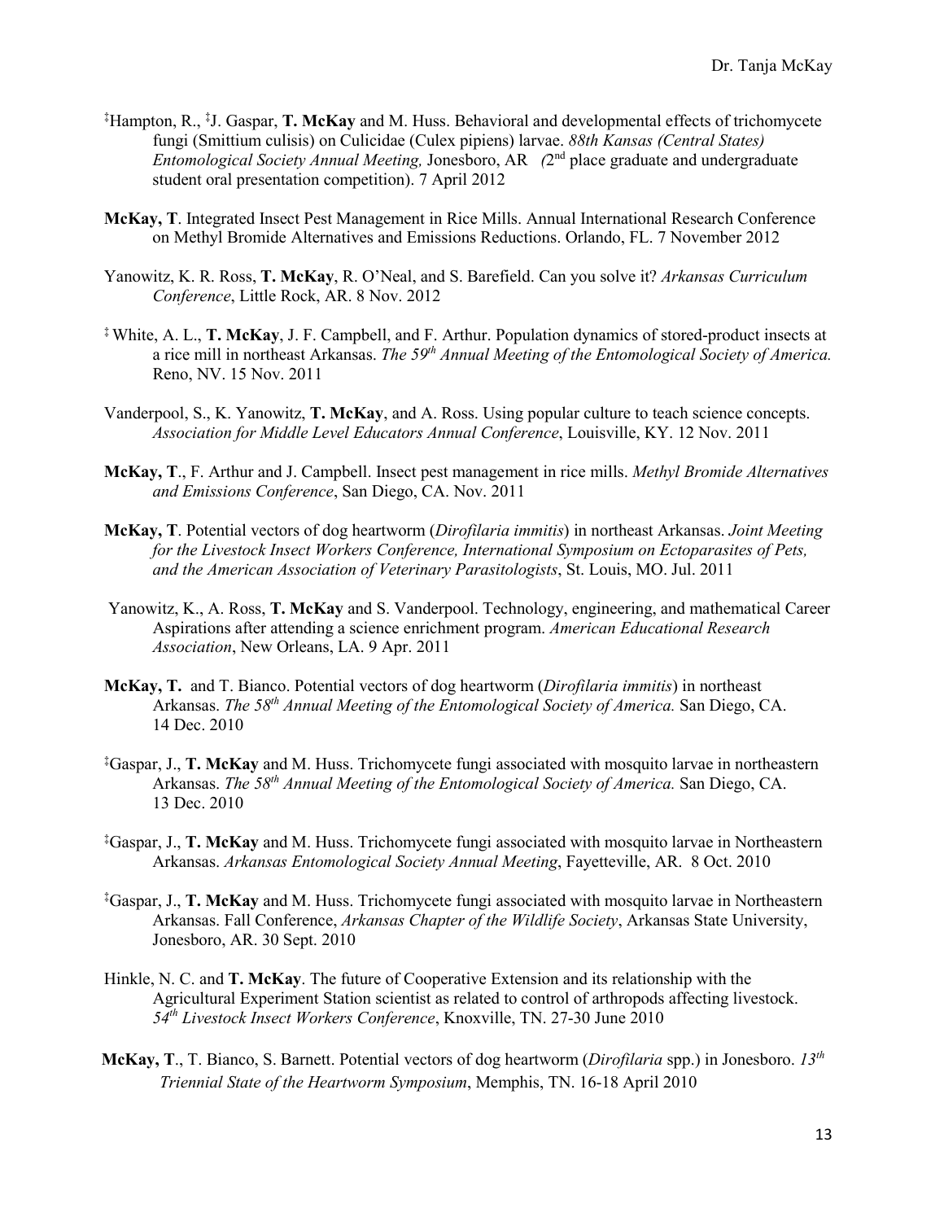‡Hampton, R., ‡J. Gaspar, **T. McKay** and M. Huss. Behavioral and developmental effects of trichomycete fungi (Smittium culisis) on Culicidae (Culex pipiens) larvae. *88th Kansas (Central States) Entomological Society Annual Meeting,* Jonesboro, AR (2nd place graduate and undergraduate student oral presentation competition). 7 April 2012

**McKay, T**. Integrated Insect Pest Management in Rice Mills. Annual International Research Conference on Methyl Bromide Alternatives and Emissions Reductions. Orlando, FL. 7 November 2012

Yanowitz, K. R. Ross, **T. McKay**, R. O'Neal, and S. Barefield. Can you solve it? *Arkansas Curriculum Conference*, Little Rock, AR. 8 Nov. 2012

‡ White, A. L., **T. McKay**, J. F. Campbell, and F. Arthur. Population dynamics of stored-product insects at a rice mill in northeast Arkansas. *The 59th Annual Meeting of the Entomological Society of America.* Reno, NV. 15 Nov. 2011

Vanderpool, S., K. Yanowitz, **T. McKay**, and A. Ross. Using popular culture to teach science concepts. *Association for Middle Level Educators Annual Conference*, Louisville, KY. 12 Nov. 2011

**McKay, T**., F. Arthur and J. Campbell. Insect pest management in rice mills. *Methyl Bromide Alternatives and Emissions Conference*, San Diego, CA. Nov. 2011

**McKay, T**. Potential vectors of dog heartworm (*Dirofilaria immitis*) in northeast Arkansas. *Joint Meeting for the Livestock Insect Workers Conference, International Symposium on Ectoparasites of Pets, and the American Association of Veterinary Parasitologists*, St. Louis, MO. Jul. 2011

Yanowitz, K., A. Ross, **T. McKay** and S. Vanderpool. Technology, engineering, and mathematical Career Aspirations after attending a science enrichment program. *American Educational Research Association*, New Orleans, LA. 9 Apr. 2011

**McKay, T.** and T. Bianco. Potential vectors of dog heartworm (*Dirofilaria immitis*) in northeast Arkansas. *The 58th Annual Meeting of the Entomological Society of America.* San Diego, CA. 14 Dec. 2010

‡Gaspar, J., **T. McKay** and M. Huss. Trichomycete fungi associated with mosquito larvae in northeastern Arkansas. *The 58th Annual Meeting of the Entomological Society of America.* San Diego, CA. 13 Dec. 2010

‡Gaspar, J., **T. McKay** and M. Huss. Trichomycete fungi associated with mosquito larvae in Northeastern Arkansas. *Arkansas Entomological Society Annual Meeting*, Fayetteville, AR. 8 Oct. 2010

‡Gaspar, J., **T. McKay** and M. Huss. Trichomycete fungi associated with mosquito larvae in Northeastern Arkansas. Fall Conference, *Arkansas Chapter of the Wildlife Society*, Arkansas State University, Jonesboro, AR. 30 Sept. 2010

Hinkle, N. C. and **T. McKay**. The future of Cooperative Extension and its relationship with the Agricultural Experiment Station scientist as related to control of arthropods affecting livestock. *54th Livestock Insect Workers Conference*, Knoxville, TN. 27-30 June 2010

**McKay, T**., T. Bianco, S. Barnett. Potential vectors of dog heartworm (*Dirofilaria* spp.) in Jonesboro. *13th Triennial State of the Heartworm Symposium*, Memphis, TN. 16-18 April 2010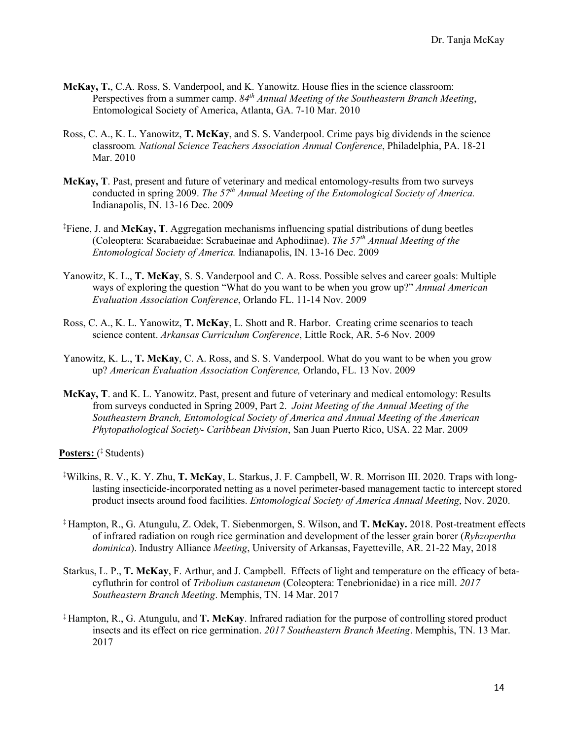**McKay, T.**, C.A. Ross, S. Vanderpool, and K. Yanowitz. House flies in the science classroom: Perspectives from a summer camp. *84th Annual Meeting of the Southeastern Branch Meeting*, Entomological Society of America, Atlanta, GA. 7-10 Mar. 2010

Ross, C. A., K. L. Yanowitz, **T. McKay**, and S. S. Vanderpool. Crime pays big dividends in the science classroom*. National Science Teachers Association Annual Conference*, Philadelphia, PA. 18-21 Mar. 2010

**McKay, T**. Past, present and future of veterinary and medical entomology-results from two surveys conducted in spring 2009. *The 57th Annual Meeting of the Entomological Society of America.* Indianapolis, IN. 13-16 Dec. 2009

‡Fiene, J. and **McKay, T**. Aggregation mechanisms influencing spatial distributions of dung beetles (Coleoptera: Scarabaeidae: Scrabaeinae and Aphodiinae). *The 57th Annual Meeting of the Entomological Society of America.* Indianapolis, IN. 13-16 Dec. 2009

Yanowitz, K. L., **T. McKay**, S. S. Vanderpool and C. A. Ross. Possible selves and career goals: Multiple ways of exploring the question "What do you want to be when you grow up?" *Annual American Evaluation Association Conference*, Orlando FL. 11-14 Nov. 2009

Ross, C. A., K. L. Yanowitz, **T. McKay**, L. Shott and R. Harbor. Creating crime scenarios to teach science content. *Arkansas Curriculum Conference*, Little Rock, AR. 5-6 Nov. 2009

Yanowitz, K. L., **T. McKay**, C. A. Ross, and S. S. Vanderpool. What do you want to be when you grow up? *American Evaluation Association Conference,* Orlando, FL. 13 Nov. 2009

**McKay, T**. and K. L. Yanowitz. Past, present and future of veterinary and medical entomology: Results from surveys conducted in Spring 2009, Part 2. *Joint Meeting of the Annual Meeting of the Southeastern Branch, Entomological Society of America and Annual Meeting of the American Phytopathological Society- Caribbean Division*, San Juan Puerto Rico, USA. 22 Mar. 2009

**Posters:** (‡ Students)

‡Wilkins, R. V., K. Y. Zhu, **T. McKay**, L. Starkus, J. F. Campbell, W. R. Morrison III. 2020. Traps with long-lasting insecticide-incorporated netting as a novel perimeter-based management tactic to intercept stored product insects around food facilities. *Entomological Society of America Annual Meeting*, Nov. 2020.

‡ Hampton, R., G. Atungulu, Z. Odek, T. Siebenmorgen, S. Wilson, and **T. McKay.** 2018. Post-treatment effects of infrared radiation on rough rice germination and development of the lesser grain borer (*Ryhzopertha dominica*). Industry Alliance *Meeting*, University of Arkansas, Fayetteville, AR. 21-22 May, 2018

Starkus, L. P., **T. McKay**, F. Arthur, and J. Campbell. Effects of light and temperature on the efficacy of beta-cyfluthrin for control of *Tribolium castaneum* (Coleoptera: Tenebrionidae) in a rice mill. *2017 Southeastern Branch Meeting*. Memphis, TN. 14 Mar. 2017

‡ Hampton, R., G. Atungulu, and **T. McKay**. Infrared radiation for the purpose of controlling stored product insects and its effect on rice germination. *2017 Southeastern Branch Meeting*. Memphis, TN. 13 Mar. 2017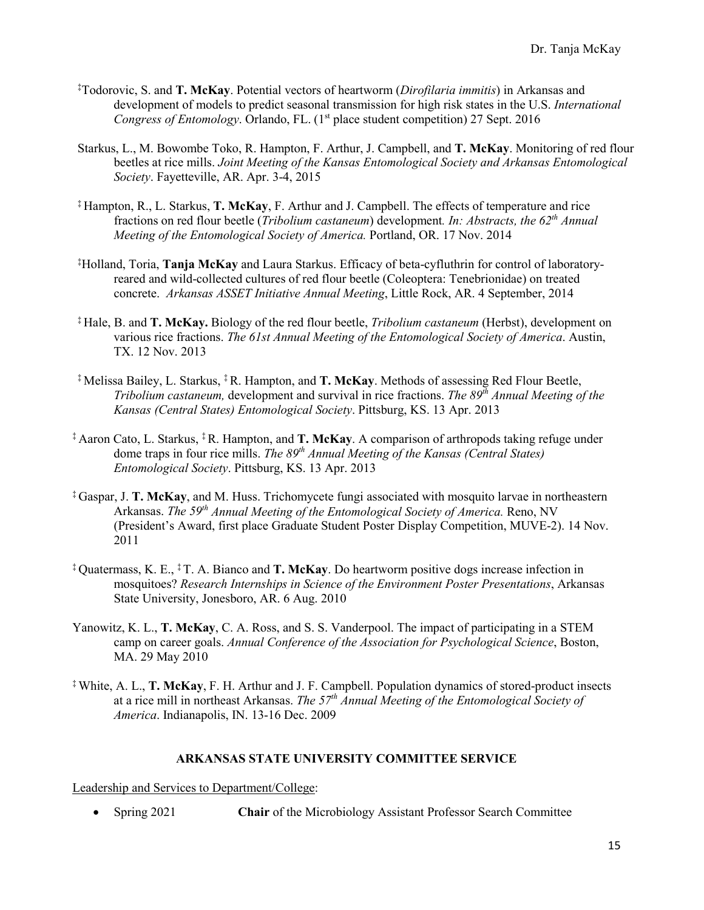‡Todorovic, S. and **T. McKay**. Potential vectors of heartworm (*Dirofilaria immitis*) in Arkansas and development of models to predict seasonal transmission for high risk states in the U.S. *International Congress of Entomology*. Orlando, FL. (1st place student competition) 27 Sept. 2016

Starkus, L., M. Bowombe Toko, R. Hampton, F. Arthur, J. Campbell, and **T. McKay**. Monitoring of red flour beetles at rice mills. *Joint Meeting of the Kansas Entomological Society and Arkansas Entomological Society*. Fayetteville, AR. Apr. 3-4, 2015

‡ Hampton, R., L. Starkus, **T. McKay**, F. Arthur and J. Campbell. The effects of temperature and rice fractions on red flour beetle (*Tribolium castaneum*) development. *In: Abstracts, the 62th Annual Meeting of the Entomological Society of America.* Portland, OR. 17 Nov. 2014

‡Holland, Toria, **Tanja McKay** and Laura Starkus. Efficacy of beta-cyfluthrin for control of laboratory-reared and wild-collected cultures of red flour beetle (Coleoptera: Tenebrionidae) on treated concrete. *Arkansas ASSET Initiative Annual Meeting*, Little Rock, AR. 4 September, 2014

‡ Hale, B. and **T. McKay.** Biology of the red flour beetle, *Tribolium castaneum* (Herbst), development on various rice fractions. *The 61st Annual Meeting of the Entomological Society of America*. Austin, TX. 12 Nov. 2013

‡ Melissa Bailey, L. Starkus, ‡ R. Hampton, and **T. McKay**. Methods of assessing Red Flour Beetle, *Tribolium castaneum,* development and survival in rice fractions. *The 89th Annual Meeting of the Kansas (Central States) Entomological Society*. Pittsburg, KS. 13 Apr. 2013

‡ Aaron Cato, L. Starkus, ‡ R. Hampton, and **T. McKay**. A comparison of arthropods taking refuge under dome traps in four rice mills. *The 89th Annual Meeting of the Kansas (Central States) Entomological Society*. Pittsburg, KS. 13 Apr. 2013

‡ Gaspar, J. **T. McKay**, and M. Huss. Trichomycete fungi associated with mosquito larvae in northeastern Arkansas. *The 59th Annual Meeting of the Entomological Society of America.* Reno, NV (President's Award, first place Graduate Student Poster Display Competition, MUVE-2). 14 Nov. 2011

‡ Quatermass, K. E., ‡ T. A. Bianco and **T. McKay**. Do heartworm positive dogs increase infection in mosquitoes? *Research Internships in Science of the Environment Poster Presentations*, Arkansas State University, Jonesboro, AR. 6 Aug. 2010

Yanowitz, K. L., **T. McKay**, C. A. Ross, and S. S. Vanderpool. The impact of participating in a STEM camp on career goals. *Annual Conference of the Association for Psychological Science*, Boston, MA. 29 May 2010

‡ White, A. L., **T. McKay**, F. H. Arthur and J. F. Campbell. Population dynamics of stored-product insects at a rice mill in northeast Arkansas. *The 57th Annual Meeting of the Entomological Society of America*. Indianapolis, IN. 13-16 Dec. 2009

## ARKANSAS STATE UNIVERSITY COMMITTEE SERVICE

Leadership and Services to Department/College:

- Spring 2021 **Chair** of the Microbiology Assistant Professor Search Committee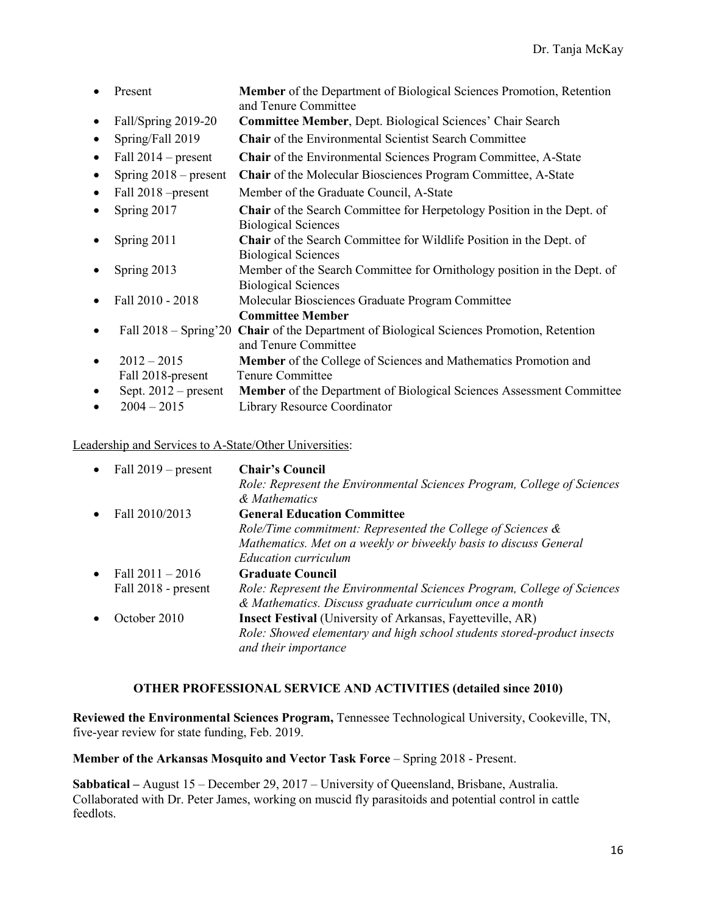- Present — **Member** of the Department of Biological Sciences Promotion, Retention and Tenure Committee
- Fall/Spring 2019-20 — **Committee Member**, Dept. Biological Sciences' Chair Search
- Spring/Fall 2019 — **Chair** of the Environmental Scientist Search Committee
- Fall 2014 – present — **Chair** of the Environmental Sciences Program Committee, A-State
- Spring 2018 – present — **Chair** of the Molecular Biosciences Program Committee, A-State
- Fall 2018 –present — Member of the Graduate Council, A-State
- Spring 2017 — **Chair** of the Search Committee for Herpetology Position in the Dept. of Biological Sciences
- Spring 2011 — **Chair** of the Search Committee for Wildlife Position in the Dept. of Biological Sciences
- Spring 2013 — Member of the Search Committee for Ornithology position in the Dept. of Biological Sciences
- Fall 2010 - 2018 — Molecular Biosciences Graduate Program Committee **Committee Member**
- Fall 2018 – Spring'20 — **Chair** of the Department of Biological Sciences Promotion, Retention and Tenure Committee
- 2012 – 2015, Fall 2018-present — **Member** of the College of Sciences and Mathematics Promotion and Tenure Committee
- Sept. 2012 – present — **Member** of the Department of Biological Sciences Assessment Committee
- 2004 – 2015 — Library Resource Coordinator

Leadership and Services to A-State/Other Universities:

- Fall 2019 – present — **Chair's Council**
  *Role: Represent the Environmental Sciences Program, College of Sciences & Mathematics*
- Fall 2010/2013 — **General Education Committee**
  *Role/Time commitment: Represented the College of Sciences & Mathematics. Met on a weekly or biweekly basis to discuss General Education curriculum*
- Fall 2011 – 2016, Fall 2018 - present — **Graduate Council**
  *Role: Represent the Environmental Sciences Program, College of Sciences & Mathematics. Discuss graduate curriculum once a month*
- October 2010 — **Insect Festival** (University of Arkansas, Fayetteville, AR)
  *Role: Showed elementary and high school students stored-product insects and their importance*

## OTHER PROFESSIONAL SERVICE AND ACTIVITIES (detailed since 2010)

**Reviewed the Environmental Sciences Program,** Tennessee Technological University, Cookeville, TN, five-year review for state funding, Feb. 2019.

**Member of the Arkansas Mosquito and Vector Task Force** – Spring 2018 - Present.

**Sabbatical –** August 15 – December 29, 2017 – University of Queensland, Brisbane, Australia. Collaborated with Dr. Peter James, working on muscid fly parasitoids and potential control in cattle feedlots.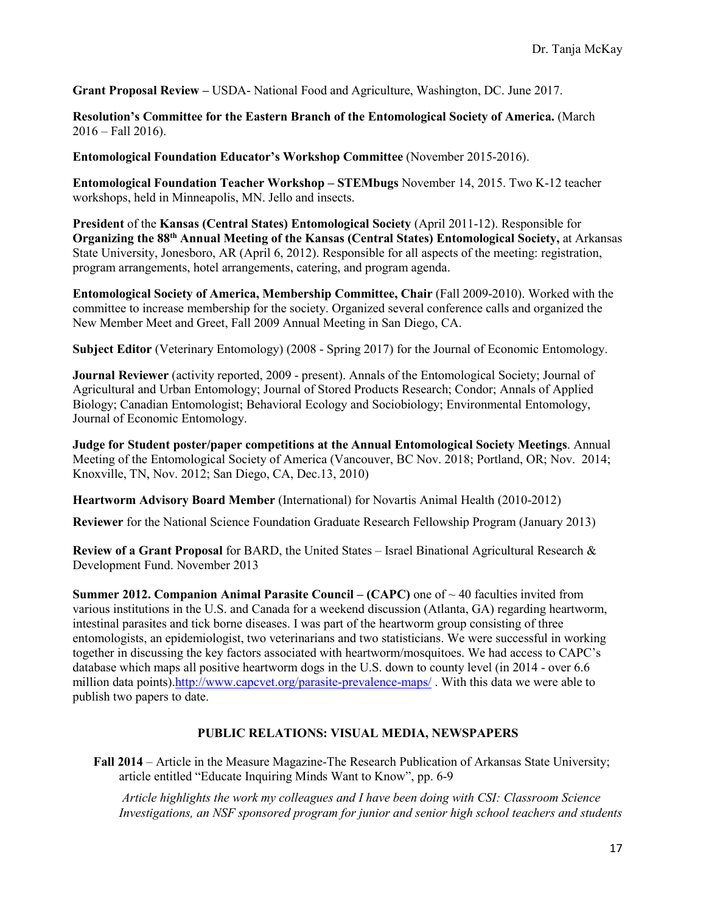**Grant Proposal Review –** USDA- National Food and Agriculture, Washington, DC. June 2017.

**Resolution's Committee for the Eastern Branch of the Entomological Society of America.** (March 2016 – Fall 2016).

**Entomological Foundation Educator's Workshop Committee** (November 2015-2016).

**Entomological Foundation Teacher Workshop – STEMbugs** November 14, 2015. Two K-12 teacher workshops, held in Minneapolis, MN. Jello and insects.

**President** of the **Kansas (Central States) Entomological Society** (April 2011-12). Responsible for **Organizing the 88th Annual Meeting of the Kansas (Central States) Entomological Society,** at Arkansas State University, Jonesboro, AR (April 6, 2012). Responsible for all aspects of the meeting: registration, program arrangements, hotel arrangements, catering, and program agenda.

**Entomological Society of America, Membership Committee, Chair** (Fall 2009-2010). Worked with the committee to increase membership for the society. Organized several conference calls and organized the New Member Meet and Greet, Fall 2009 Annual Meeting in San Diego, CA.

**Subject Editor** (Veterinary Entomology) (2008 - Spring 2017) for the Journal of Economic Entomology.

**Journal Reviewer** (activity reported, 2009 - present). Annals of the Entomological Society; Journal of Agricultural and Urban Entomology; Journal of Stored Products Research; Condor; Annals of Applied Biology; Canadian Entomologist; Behavioral Ecology and Sociobiology; Environmental Entomology, Journal of Economic Entomology.

**Judge for Student poster/paper competitions at the Annual Entomological Society Meetings**. Annual Meeting of the Entomological Society of America (Vancouver, BC Nov. 2018; Portland, OR; Nov. 2014; Knoxville, TN, Nov. 2012; San Diego, CA, Dec.13, 2010)

**Heartworm Advisory Board Member** (International) for Novartis Animal Health (2010-2012)

**Reviewer** for the National Science Foundation Graduate Research Fellowship Program (January 2013)

**Review of a Grant Proposal** for BARD, the United States – Israel Binational Agricultural Research & Development Fund. November 2013

**Summer 2012. Companion Animal Parasite Council – (CAPC)** one of ~ 40 faculties invited from various institutions in the U.S. and Canada for a weekend discussion (Atlanta, GA) regarding heartworm, intestinal parasites and tick borne diseases. I was part of the heartworm group consisting of three entomologists, an epidemiologist, two veterinarians and two statisticians. We were successful in working together in discussing the key factors associated with heartworm/mosquitoes. We had access to CAPC's database which maps all positive heartworm dogs in the U.S. down to county level (in 2014 - over 6.6 million data points).http://www.capcvet.org/parasite-prevalence-maps/ . With this data we were able to publish two papers to date.

## PUBLIC RELATIONS: VISUAL MEDIA, NEWSPAPERS

**Fall 2014** – Article in the Measure Magazine-The Research Publication of Arkansas State University; article entitled "Educate Inquiring Minds Want to Know", pp. 6-9

*Article highlights the work my colleagues and I have been doing with CSI: Classroom Science Investigations, an NSF sponsored program for junior and senior high school teachers and students*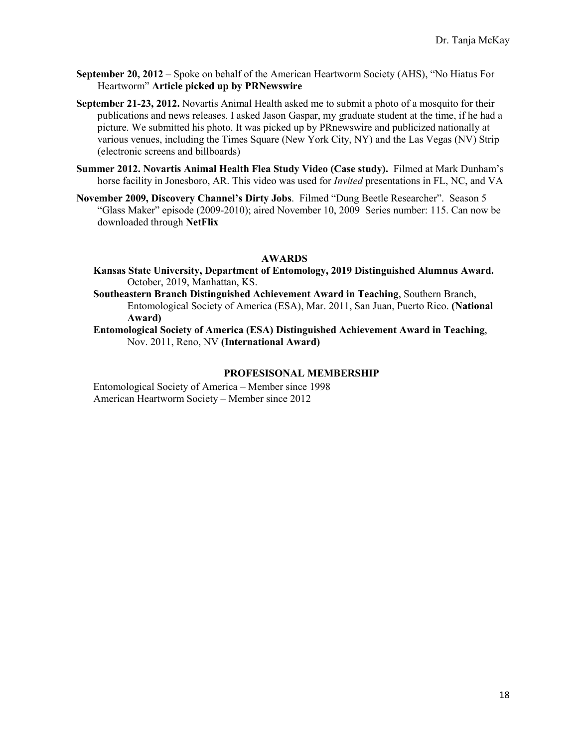**September 20, 2012** – Spoke on behalf of the American Heartworm Society (AHS), "No Hiatus For Heartworm" **Article picked up by PRNewswire**

**September 21-23, 2012.** Novartis Animal Health asked me to submit a photo of a mosquito for their publications and news releases. I asked Jason Gaspar, my graduate student at the time, if he had a picture. We submitted his photo. It was picked up by PRnewswire and publicized nationally at various venues, including the Times Square (New York City, NY) and the Las Vegas (NV) Strip (electronic screens and billboards)

**Summer 2012. Novartis Animal Health Flea Study Video (Case study).** Filmed at Mark Dunham's horse facility in Jonesboro, AR. This video was used for *Invited* presentations in FL, NC, and VA

**November 2009, Discovery Channel's Dirty Jobs**. Filmed "Dung Beetle Researcher". Season 5 "Glass Maker" episode (2009-2010); aired November 10, 2009 Series number: 115. Can now be downloaded through **NetFlix**

## AWARDS

**Kansas State University, Department of Entomology, 2019 Distinguished Alumnus Award.** October, 2019, Manhattan, KS.

**Southeastern Branch Distinguished Achievement Award in Teaching**, Southern Branch, Entomological Society of America (ESA), Mar. 2011, San Juan, Puerto Rico. **(National Award)**

**Entomological Society of America (ESA) Distinguished Achievement Award in Teaching**, Nov. 2011, Reno, NV **(International Award)**

## PROFESISONAL MEMBERSHIP

Entomological Society of America – Member since 1998
American Heartworm Society – Member since 2012